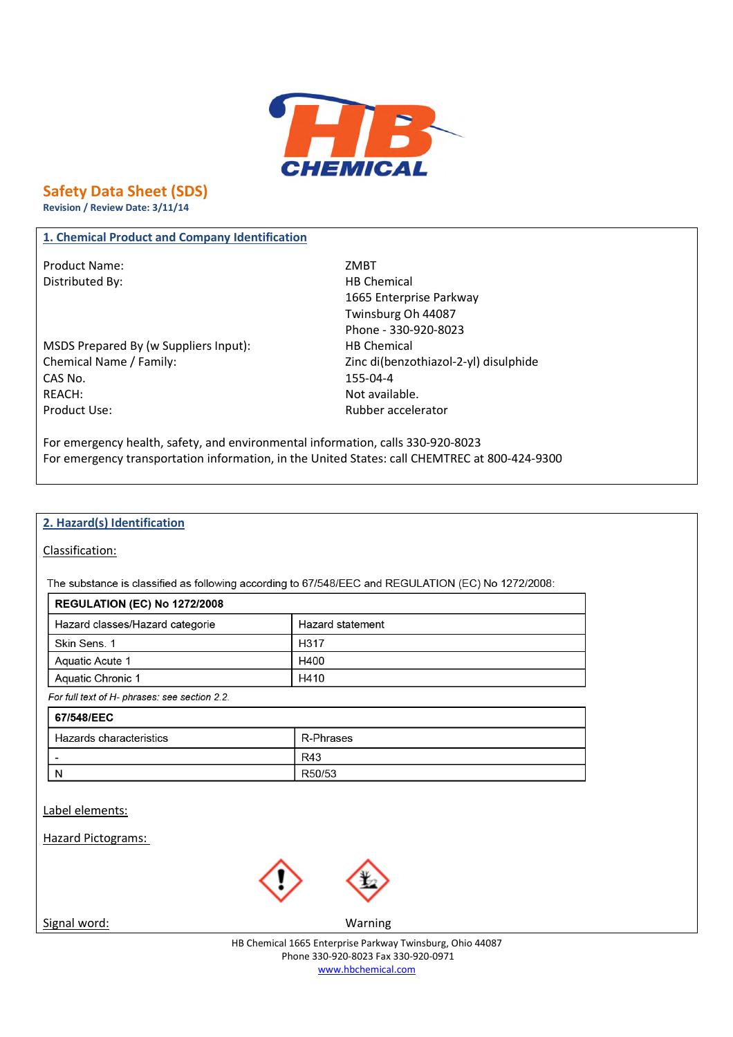# Safety Data Sheet (SDS)

**Revision / Review Date: 3/11/14**

## 1. Chemical Product and Company Identification

| | |
|---|---|
| Product Name: | ZMBT |
| Distributed By: | HB Chemical<br>1665 Enterprise Parkway<br>Twinsburg Oh 44087<br>Phone - 330-920-8023 |
| MSDS Prepared By (w Suppliers Input): | HB Chemical |
| Chemical Name / Family: | Zinc di(benzothiazol-2-yl) disulphide |
| CAS No. | 155-04-4 |
| REACH: | Not available. |
| Product Use: | Rubber accelerator |

For emergency health, safety, and environmental information, calls 330-920-8023
For emergency transportation information, in the United States: call CHEMTREC at 800-424-9300

## 2. Hazard(s) Identification

Classification:

The substance is classified as following according to 67/548/EEC and REGULATION (EC) No 1272/2008:

| **REGULATION (EC) No 1272/2008** | |
|---|---|
| Hazard classes/Hazard categorie | Hazard statement |
| Skin Sens. 1 | H317 |
| Aquatic Acute 1 | H400 |
| Aquatic Chronic 1 | H410 |

*For full text of H- phrases: see section 2.2.*

| **67/548/EEC** | |
|---|---|
| Hazards characteristics | R-Phrases |
| - | R43 |
| N | R50/53 |

Label elements:

Hazard Pictograms:

Signal word: Warning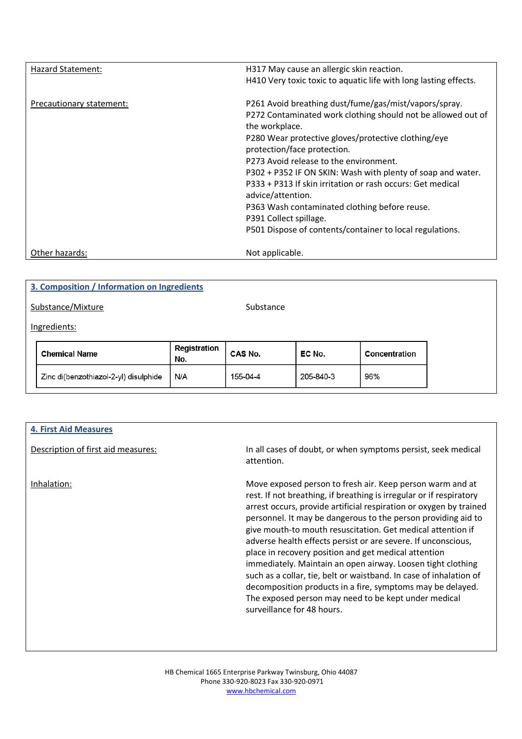Hazard Statement:

H317 May cause an allergic skin reaction.
H410 Very toxic toxic to aquatic life with long lasting effects.

Precautionary statement:

P261 Avoid breathing dust/fume/gas/mist/vapors/spray.
P272 Contaminated work clothing should not be allowed out of the workplace.
P280 Wear protective gloves/protective clothing/eye protection/face protection.
P273 Avoid release to the environment.
P302 + P352 IF ON SKIN: Wash with plenty of soap and water.
P333 + P313 If skin irritation or rash occurs: Get medical advice/attention.
P363 Wash contaminated clothing before reuse.
P391 Collect spillage.
P501 Dispose of contents/container to local regulations.

Other hazards: Not applicable.

## 3. Composition / Information on Ingredients

Substance/Mixture: Substance

Ingredients:

| Chemical Name | Registration No. | CAS No. | EC No. | Concentration |
|---|---|---|---|---|
| Zinc di(benzothiazol-2-yl) disulphide | N/A | 155-04-4 | 205-840-3 | 96% |

## 4. First Aid Measures

Description of first aid measures: In all cases of doubt, or when symptoms persist, seek medical attention.

Inhalation: Move exposed person to fresh air. Keep person warm and at rest. If not breathing, if breathing is irregular or if respiratory arrest occurs, provide artificial respiration or oxygen by trained personnel. It may be dangerous to the person providing aid to give mouth-to mouth resuscitation. Get medical attention if adverse health effects persist or are severe. If unconscious, place in recovery position and get medical attention immediately. Maintain an open airway. Loosen tight clothing such as a collar, tie, belt or waistband. In case of inhalation of decomposition products in a fire, symptoms may be delayed. The exposed person may need to be kept under medical surveillance for 48 hours.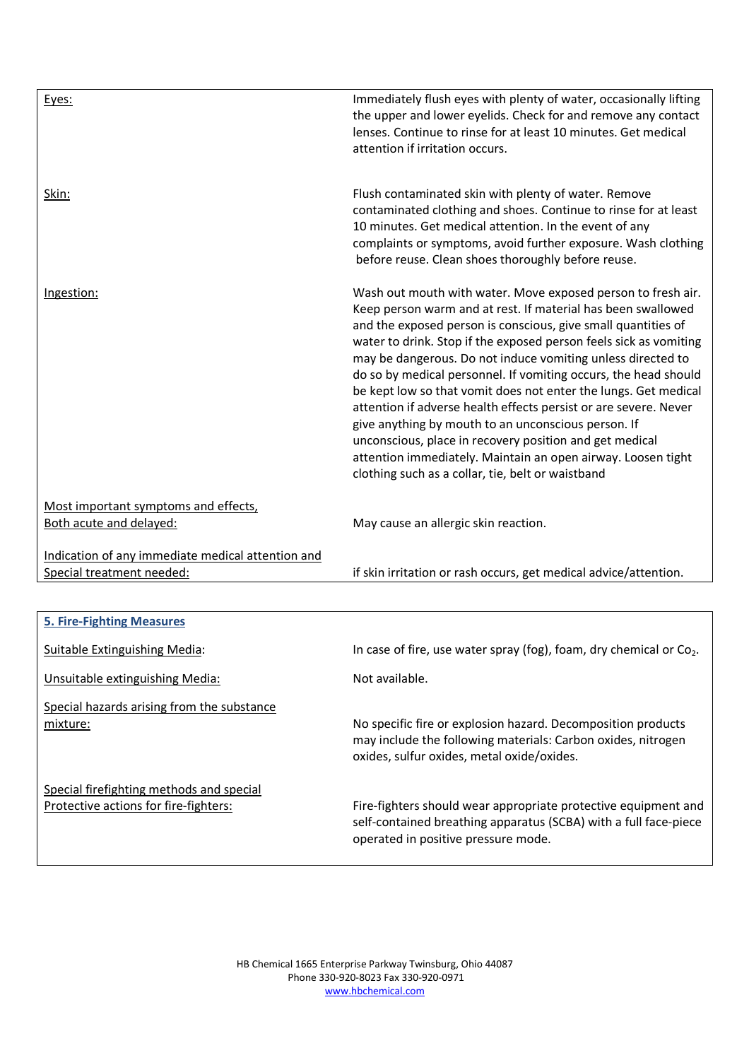| | |
|---|---|
| Eyes: | Immediately flush eyes with plenty of water, occasionally lifting the upper and lower eyelids. Check for and remove any contact lenses. Continue to rinse for at least 10 minutes. Get medical attention if irritation occurs. |
| Skin: | Flush contaminated skin with plenty of water. Remove contaminated clothing and shoes. Continue to rinse for at least 10 minutes. Get medical attention. In the event of any complaints or symptoms, avoid further exposure. Wash clothing before reuse. Clean shoes thoroughly before reuse. |
| Ingestion: | Wash out mouth with water. Move exposed person to fresh air. Keep person warm and at rest. If material has been swallowed and the exposed person is conscious, give small quantities of water to drink. Stop if the exposed person feels sick as vomiting may be dangerous. Do not induce vomiting unless directed to do so by medical personnel. If vomiting occurs, the head should be kept low so that vomit does not enter the lungs. Get medical attention if adverse health effects persist or are severe. Never give anything by mouth to an unconscious person. If unconscious, place in recovery position and get medical attention immediately. Maintain an open airway. Loosen tight clothing such as a collar, tie, belt or waistband |
| Most important symptoms and effects, Both acute and delayed: | May cause an allergic skin reaction. |
| Indication of any immediate medical attention and Special treatment needed: | if skin irritation or rash occurs, get medical advice/attention. |

## 5. Fire-Fighting Measures

| | |
|---|---|
| Suitable Extinguishing Media: | In case of fire, use water spray (fog), foam, dry chemical or $Co_2$. |
| Unsuitable extinguishing Media: | Not available. |
| Special hazards arising from the substance mixture: | No specific fire or explosion hazard. Decomposition products may include the following materials: Carbon oxides, nitrogen oxides, sulfur oxides, metal oxide/oxides. |
| Special firefighting methods and special Protective actions for fire-fighters: | Fire-fighters should wear appropriate protective equipment and self-contained breathing apparatus (SCBA) with a full face-piece operated in positive pressure mode. |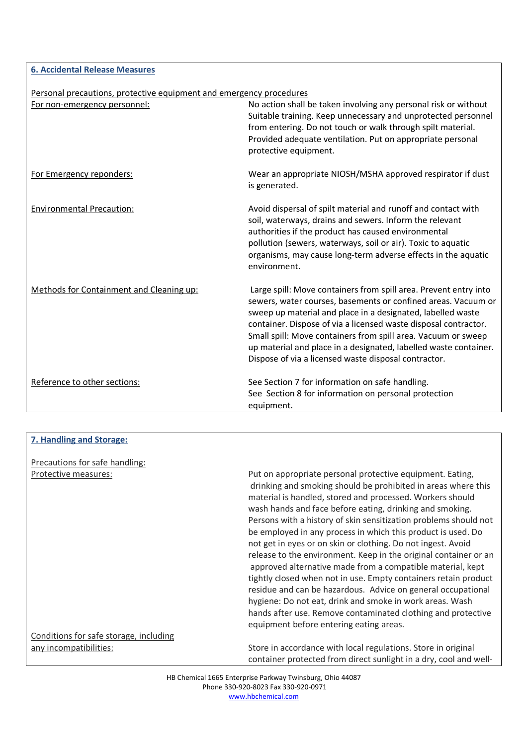## 6. Accidental Release Measures

**Personal precautions, protective equipment and emergency procedures**

| | |
|---|---|
| For non-emergency personnel: | No action shall be taken involving any personal risk or without Suitable training. Keep unnecessary and unprotected personnel from entering. Do not touch or walk through spilt material. Provided adequate ventilation. Put on appropriate personal protective equipment. |
| For Emergency reponders: | Wear an appropriate NIOSH/MSHA approved respirator if dust is generated. |
| Environmental Precaution: | Avoid dispersal of spilt material and runoff and contact with soil, waterways, drains and sewers. Inform the relevant authorities if the product has caused environmental pollution (sewers, waterways, soil or air). Toxic to aquatic organisms, may cause long-term adverse effects in the aquatic environment. |
| Methods for Containment and Cleaning up: | Large spill: Move containers from spill area. Prevent entry into sewers, water courses, basements or confined areas. Vacuum or sweep up material and place in a designated, labelled waste container. Dispose of via a licensed waste disposal contractor. Small spill: Move containers from spill area. Vacuum or sweep up material and place in a designated, labelled waste container. Dispose of via a licensed waste disposal contractor. |
| Reference to other sections: | See Section 7 for information on safe handling. See Section 8 for information on personal protection equipment. |

## 7. Handling and Storage:

**Precautions for safe handling:**

| | |
|---|---|
| Protective measures: | Put on appropriate personal protective equipment. Eating, drinking and smoking should be prohibited in areas where this material is handled, stored and processed. Workers should wash hands and face before eating, drinking and smoking. Persons with a history of skin sensitization problems should not be employed in any process in which this product is used. Do not get in eyes or on skin or clothing. Do not ingest. Avoid release to the environment. Keep in the original container or an approved alternative made from a compatible material, kept tightly closed when not in use. Empty containers retain product residue and can be hazardous. Advice on general occupational hygiene: Do not eat, drink and smoke in work areas. Wash hands after use. Remove contaminated clothing and protective equipment before entering eating areas. |
| Conditions for safe storage, including any incompatibilities: | Store in accordance with local regulations. Store in original container protected from direct sunlight in a dry, cool and well- |

HB Chemical 1665 Enterprise Parkway Twinsburg, Ohio 44087
Phone 330-920-8023 Fax 330-920-0971
www.hbchemical.com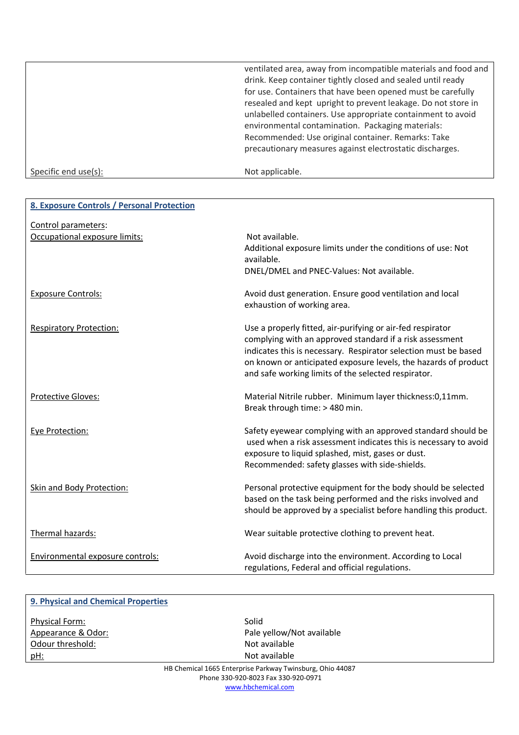| | |
|---|---|
| | ventilated area, away from incompatible materials and food and drink. Keep container tightly closed and sealed until ready for use. Containers that have been opened must be carefully resealed and kept upright to prevent leakage. Do not store in unlabelled containers. Use appropriate containment to avoid environmental contamination. Packaging materials: Recommended: Use original container. Remarks: Take precautionary measures against electrostatic discharges. |
| Specific end use(s): | Not applicable. |

## 8. Exposure Controls / Personal Protection

| | |
|---|---|
| Control parameters: | |
| Occupational exposure limits: | Not available.<br>Additional exposure limits under the conditions of use: Not available.<br>DNEL/DMEL and PNEC-Values: Not available. |
| Exposure Controls: | Avoid dust generation. Ensure good ventilation and local exhaustion of working area. |
| Respiratory Protection: | Use a properly fitted, air-purifying or air-fed respirator complying with an approved standard if a risk assessment indicates this is necessary. Respirator selection must be based on known or anticipated exposure levels, the hazards of product and safe working limits of the selected respirator. |
| Protective Gloves: | Material Nitrile rubber. Minimum layer thickness:0,11mm. Break through time: > 480 min. |
| Eye Protection: | Safety eyewear complying with an approved standard should be used when a risk assessment indicates this is necessary to avoid exposure to liquid splashed, mist, gases or dust.<br>Recommended: safety glasses with side-shields. |
| Skin and Body Protection: | Personal protective equipment for the body should be selected based on the task being performed and the risks involved and should be approved by a specialist before handling this product. |
| Thermal hazards: | Wear suitable protective clothing to prevent heat. |
| Environmental exposure controls: | Avoid discharge into the environment. According to Local regulations, Federal and official regulations. |

## 9. Physical and Chemical Properties

| | |
|---|---|
| Physical Form: | Solid |
| Appearance & Odor: | Pale yellow/Not available |
| Odour threshold: | Not available |
| pH: | Not available |

HB Chemical 1665 Enterprise Parkway Twinsburg, Ohio 44087
Phone 330-920-8023 Fax 330-920-0971
www.hbchemical.com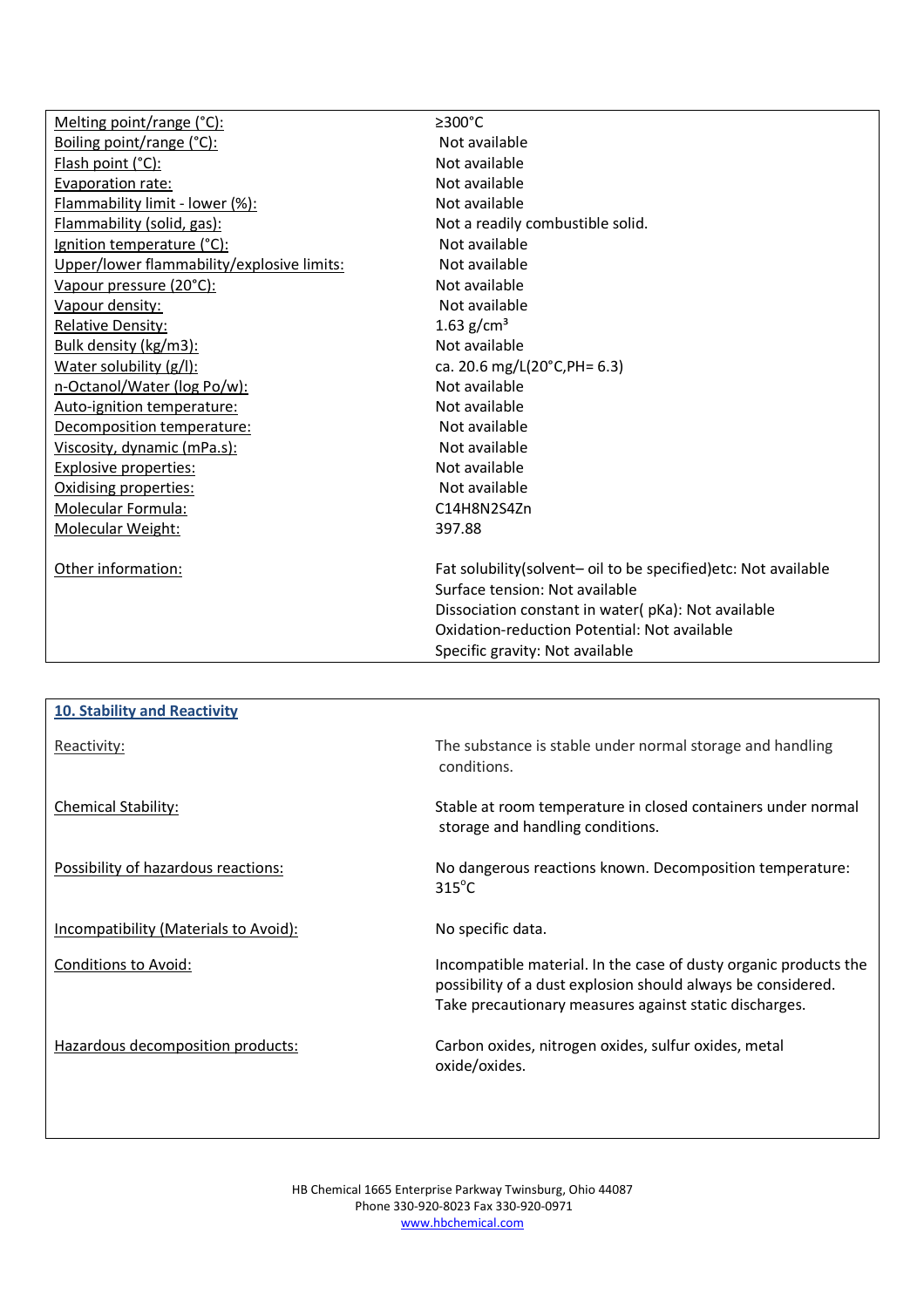| Property | Value |
| --- | --- |
| Melting point/range (°C): | ≥300°C |
| Boiling point/range (°C): | Not available |
| Flash point (°C): | Not available |
| Evaporation rate: | Not available |
| Flammability limit - lower (%): | Not available |
| Flammability (solid, gas): | Not a readily combustible solid. |
| Ignition temperature (°C): | Not available |
| Upper/lower flammability/explosive limits: | Not available |
| Vapour pressure (20°C): | Not available |
| Vapour density: | Not available |
| Relative Density: | 1.63 g/cm³ |
| Bulk density (kg/m3): | Not available |
| Water solubility (g/l): | ca. 20.6 mg/L(20°C,PH= 6.3) |
| n-Octanol/Water (log Po/w): | Not available |
| Auto-ignition temperature: | Not available |
| Decomposition temperature: | Not available |
| Viscosity, dynamic (mPa.s): | Not available |
| Explosive properties: | Not available |
| Oxidising properties: | Not available |
| Molecular Formula: | $C_{14}H_8N_2S_4Zn$ |
| Molecular Weight: | 397.88 |
| Other information: | Fat solubility(solvent– oil to be specified)etc: Not available<br>Surface tension: Not available<br>Dissociation constant in water( pKa): Not available<br>Oxidation-reduction Potential: Not available<br>Specific gravity: Not available |

## 10. Stability and Reactivity

| | |
| --- | --- |
| Reactivity: | The substance is stable under normal storage and handling conditions. |
| Chemical Stability: | Stable at room temperature in closed containers under normal storage and handling conditions. |
| Possibility of hazardous reactions: | No dangerous reactions known. Decomposition temperature: 315°C |
| Incompatibility (Materials to Avoid): | No specific data. |
| Conditions to Avoid: | Incompatible material. In the case of dusty organic products the possibility of a dust explosion should always be considered. Take precautionary measures against static discharges. |
| Hazardous decomposition products: | Carbon oxides, nitrogen oxides, sulfur oxides, metal oxide/oxides. |

HB Chemical 1665 Enterprise Parkway Twinsburg, Ohio 44087
Phone 330-920-8023 Fax 330-920-0971
www.hbchemical.com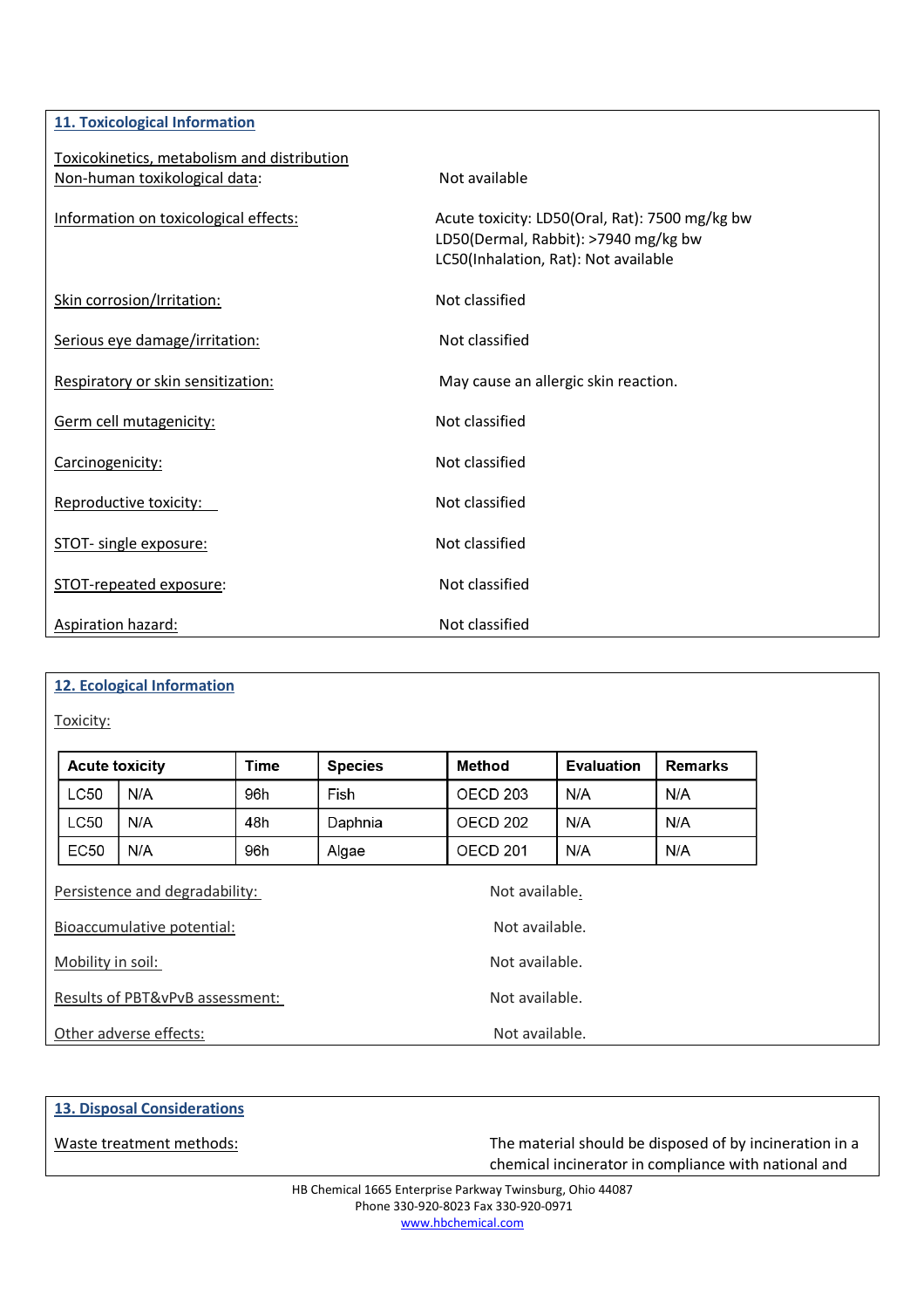## 11. Toxicological Information

Toxicokinetics, metabolism and distribution
Non-human toxikological data: Not available

Information on toxicological effects: Acute toxicity: LD50(Oral, Rat): 7500 mg/kg bw
LD50(Dermal, Rabbit): >7940 mg/kg bw
LC50(Inhalation, Rat): Not available

Skin corrosion/Irritation: Not classified

Serious eye damage/irritation: Not classified

Respiratory or skin sensitization: May cause an allergic skin reaction.

Germ cell mutagenicity: Not classified

Carcinogenicity: Not classified

Reproductive toxicity: Not classified

STOT- single exposure: Not classified

STOT-repeated exposure: Not classified

Aspiration hazard: Not classified

## 12. Ecological Information

Toxicity:

| Acute toxicity | | Time | Species | Method | Evaluation | Remarks |
|---|---|---|---|---|---|---|
| LC50 | N/A | 96h | Fish | OECD 203 | N/A | N/A |
| LC50 | N/A | 48h | Daphnia | OECD 202 | N/A | N/A |
| EC50 | N/A | 96h | Algae | OECD 201 | N/A | N/A |

Persistence and degradability: Not available.

Bioaccumulative potential: Not available.

Mobility in soil: Not available.

Results of PBT&vPvB assessment: Not available.

Other adverse effects: Not available.

## 13. Disposal Considerations

Waste treatment methods: The material should be disposed of by incineration in a chemical incinerator in compliance with national and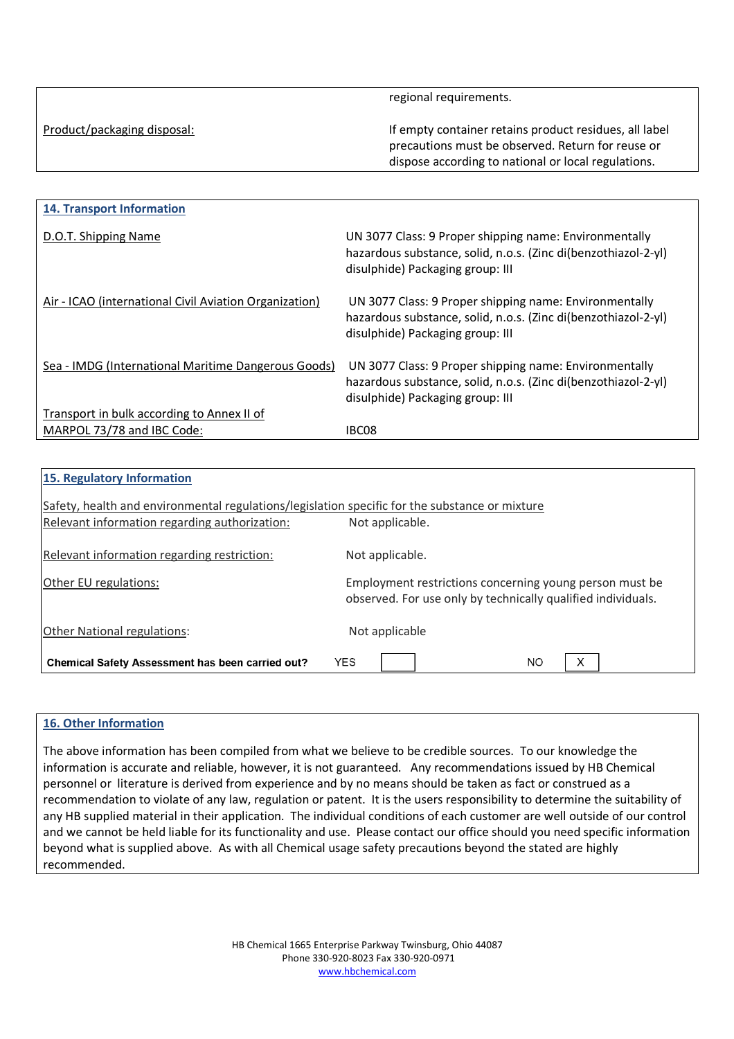| | |
|---|---|
| | regional requirements. |
| Product/packaging disposal: | If empty container retains product residues, all label precautions must be observed. Return for reuse or dispose according to national or local regulations. |

## 14. Transport Information

| | |
|---|---|
| D.O.T. Shipping Name | UN 3077 Class: 9 Proper shipping name: Environmentally hazardous substance, solid, n.o.s. (Zinc di(benzothiazol-2-yl) disulphide) Packaging group: III |
| Air - ICAO (international Civil Aviation Organization) | UN 3077 Class: 9 Proper shipping name: Environmentally hazardous substance, solid, n.o.s. (Zinc di(benzothiazol-2-yl) disulphide) Packaging group: III |
| Sea - IMDG (International Maritime Dangerous Goods) | UN 3077 Class: 9 Proper shipping name: Environmentally hazardous substance, solid, n.o.s. (Zinc di(benzothiazol-2-yl) disulphide) Packaging group: III |
| Transport in bulk according to Annex II of MARPOL 73/78 and IBC Code: | IBC08 |

## 15. Regulatory Information

Safety, health and environmental regulations/legislation specific for the substance or mixture

| | |
|---|---|
| Relevant information regarding authorization: | Not applicable. |
| Relevant information regarding restriction: | Not applicable. |
| Other EU regulations: | Employment restrictions concerning young person must be observed. For use only by technically qualified individuals. |
| Other National regulations: | Not applicable |

| | | | | |
|---|---|---|---|---|
| **Chemical Safety Assessment has been carried out?** | YES | | NO | X |

## 16. Other Information

The above information has been compiled from what we believe to be credible sources. To our knowledge the information is accurate and reliable, however, it is not guaranteed. Any recommendations issued by HB Chemical personnel or literature is derived from experience and by no means should be taken as fact or construed as a recommendation to violate of any law, regulation or patent. It is the users responsibility to determine the suitability of any HB supplied material in their application. The individual conditions of each customer are well outside of our control and we cannot be held liable for its functionality and use. Please contact our office should you need specific information beyond what is supplied above. As with all Chemical usage safety precautions beyond the stated are highly recommended.

HB Chemical 1665 Enterprise Parkway Twinsburg, Ohio 44087
Phone 330-920-8023 Fax 330-920-0971
www.hbchemical.com